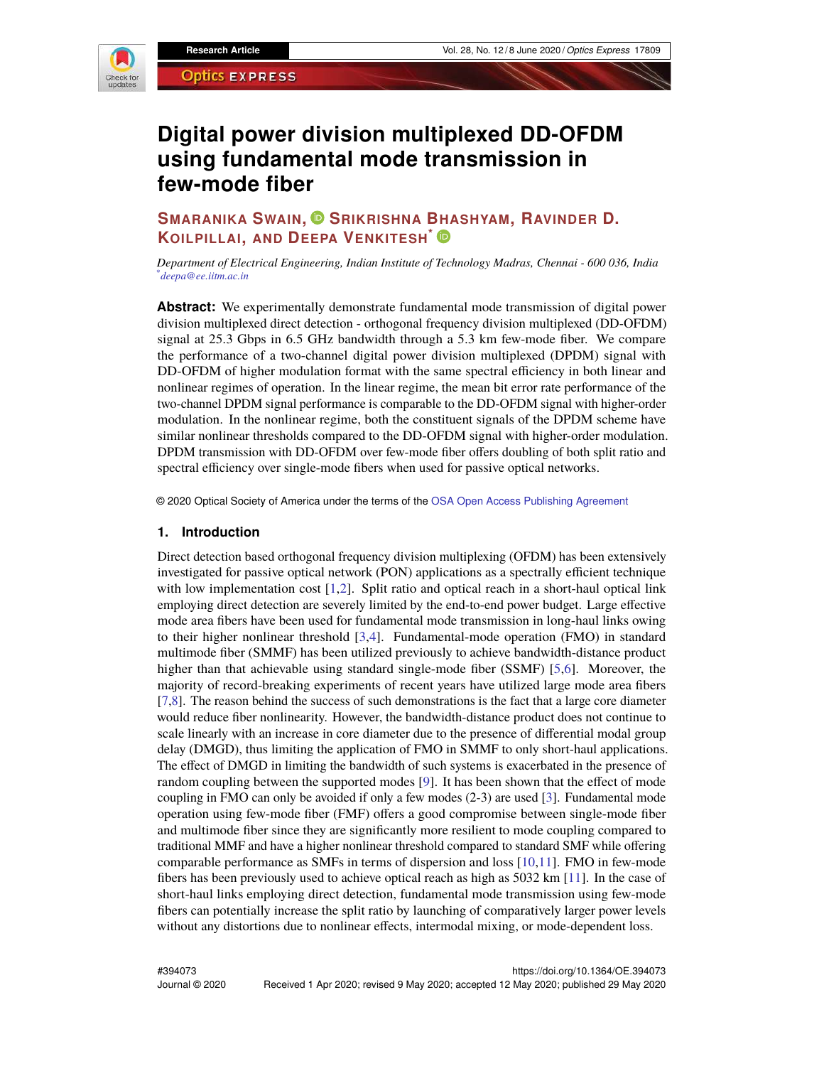# Digital power division multiplexed DD-OFDM using fundamental mode transmission in few-mode fiber

**Smaranika Swain, Srikrishna Bhashyam, Ravinder D. Koilpillai, and Deepa Venkitesh[*]**

*Department of Electrical Engineering, Indian Institute of Technology Madras, Chennai - 600 036, India*
[*]*deepa@ee.iitm.ac.in*

**Abstract:** We experimentally demonstrate fundamental mode transmission of digital power division multiplexed direct detection - orthogonal frequency division multiplexed (DD-OFDM) signal at 25.3 Gbps in 6.5 GHz bandwidth through a 5.3 km few-mode fiber. We compare the performance of a two-channel digital power division multiplexed (DPDM) signal with DD-OFDM of higher modulation format with the same spectral efficiency in both linear and nonlinear regimes of operation. In the linear regime, the mean bit error rate performance of the two-channel DPDM signal performance is comparable to the DD-OFDM signal with higher-order modulation. In the nonlinear regime, both the constituent signals of the DPDM scheme have similar nonlinear thresholds compared to the DD-OFDM signal with higher-order modulation. DPDM transmission with DD-OFDM over few-mode fiber offers doubling of both split ratio and spectral efficiency over single-mode fibers when used for passive optical networks.

© 2020 Optical Society of America under the terms of the OSA Open Access Publishing Agreement

## 1. Introduction

Direct detection based orthogonal frequency division multiplexing (OFDM) has been extensively investigated for passive optical network (PON) applications as a spectrally efficient technique with low implementation cost [1,2]. Split ratio and optical reach in a short-haul optical link employing direct detection are severely limited by the end-to-end power budget. Large effective mode area fibers have been used for fundamental mode transmission in long-haul links owing to their higher nonlinear threshold [3,4]. Fundamental-mode operation (FMO) in standard multimode fiber (SMMF) has been utilized previously to achieve bandwidth-distance product higher than that achievable using standard single-mode fiber (SSMF) [5,6]. Moreover, the majority of record-breaking experiments of recent years have utilized large mode area fibers [7,8]. The reason behind the success of such demonstrations is the fact that a large core diameter would reduce fiber nonlinearity. However, the bandwidth-distance product does not continue to scale linearly with an increase in core diameter due to the presence of differential modal group delay (DMGD), thus limiting the application of FMO in SMMF to only short-haul applications. The effect of DMGD in limiting the bandwidth of such systems is exacerbated in the presence of random coupling between the supported modes [9]. It has been shown that the effect of mode coupling in FMO can only be avoided if only a few modes (2-3) are used [3]. Fundamental mode operation using few-mode fiber (FMF) offers a good compromise between single-mode fiber and multimode fiber since they are significantly more resilient to mode coupling compared to traditional MMF and have a higher nonlinear threshold compared to standard SMF while offering comparable performance as SMFs in terms of dispersion and loss [10,11]. FMO in few-mode fibers has been previously used to achieve optical reach as high as 5032 km [11]. In the case of short-haul links employing direct detection, fundamental mode transmission using few-mode fibers can potentially increase the split ratio by launching of comparatively larger power levels without any distortions due to nonlinear effects, intermodal mixing, or mode-dependent loss.

#394073
Journal © 2020

https://doi.org/10.1364/OE.394073
Received 1 Apr 2020; revised 9 May 2020; accepted 12 May 2020; published 29 May 2020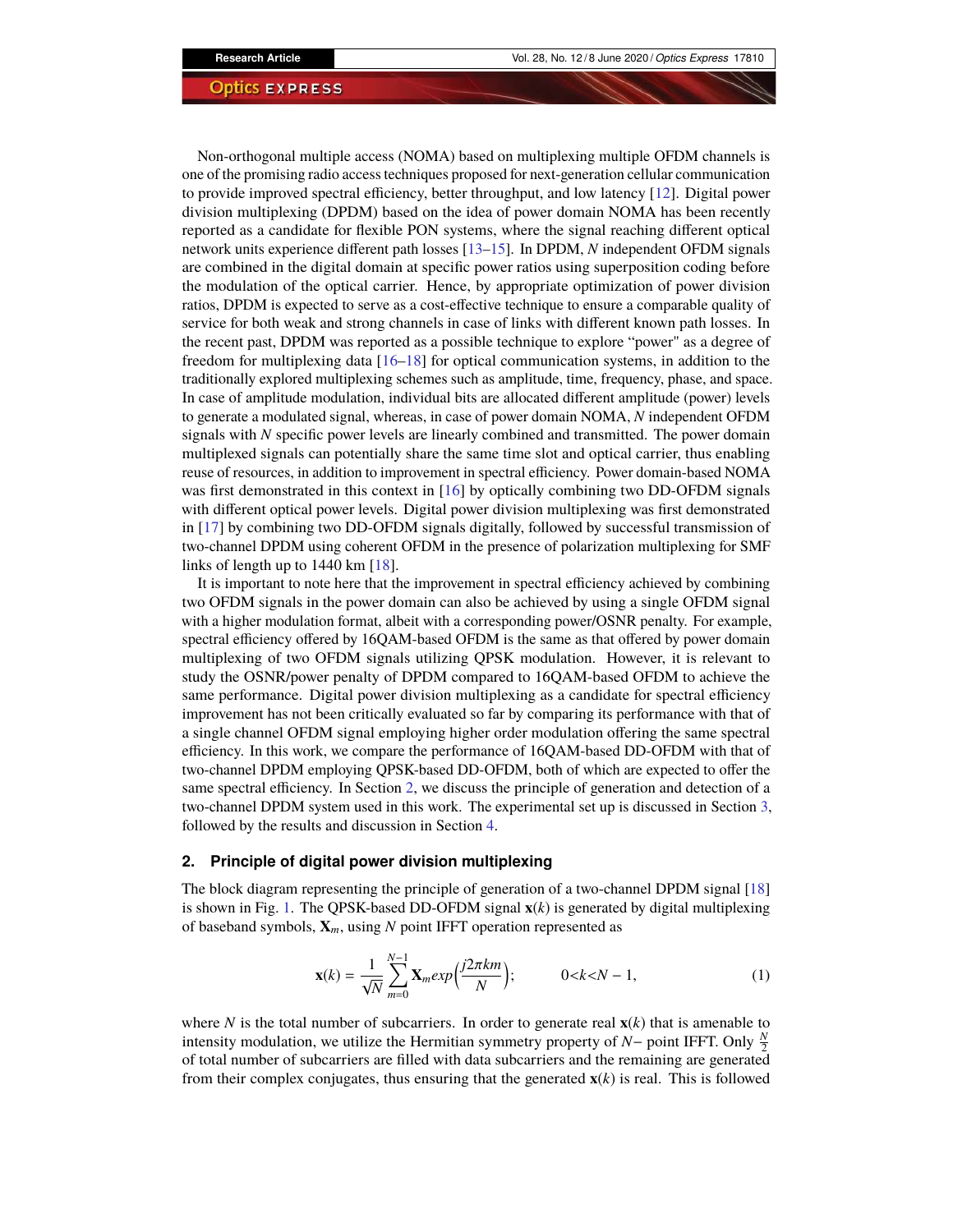Non-orthogonal multiple access (NOMA) based on multiplexing multiple OFDM channels is one of the promising radio access techniques proposed for next-generation cellular communication to provide improved spectral efficiency, better throughput, and low latency [12]. Digital power division multiplexing (DPDM) based on the idea of power domain NOMA has been recently reported as a candidate for flexible PON systems, where the signal reaching different optical network units experience different path losses [13–15]. In DPDM, $N$ independent OFDM signals are combined in the digital domain at specific power ratios using superposition coding before the modulation of the optical carrier. Hence, by appropriate optimization of power division ratios, DPDM is expected to serve as a cost-effective technique to ensure a comparable quality of service for both weak and strong channels in case of links with different known path losses. In the recent past, DPDM was reported as a possible technique to explore "power" as a degree of freedom for multiplexing data [16–18] for optical communication systems, in addition to the traditionally explored multiplexing schemes such as amplitude, time, frequency, phase, and space. In case of amplitude modulation, individual bits are allocated different amplitude (power) levels to generate a modulated signal, whereas, in case of power domain NOMA, $N$ independent OFDM signals with $N$ specific power levels are linearly combined and transmitted. The power domain multiplexed signals can potentially share the same time slot and optical carrier, thus enabling reuse of resources, in addition to improvement in spectral efficiency. Power domain-based NOMA was first demonstrated in this context in [16] by optically combining two DD-OFDM signals with different optical power levels. Digital power division multiplexing was first demonstrated in [17] by combining two DD-OFDM signals digitally, followed by successful transmission of two-channel DPDM using coherent OFDM in the presence of polarization multiplexing for SMF links of length up to 1440 km [18].

It is important to note here that the improvement in spectral efficiency achieved by combining two OFDM signals in the power domain can also be achieved by using a single OFDM signal with a higher modulation format, albeit with a corresponding power/OSNR penalty. For example, spectral efficiency offered by 16QAM-based OFDM is the same as that offered by power domain multiplexing of two OFDM signals utilizing QPSK modulation. However, it is relevant to study the OSNR/power penalty of DPDM compared to 16QAM-based OFDM to achieve the same performance. Digital power division multiplexing as a candidate for spectral efficiency improvement has not been critically evaluated so far by comparing its performance with that of a single channel OFDM signal employing higher order modulation offering the same spectral efficiency. In this work, we compare the performance of 16QAM-based DD-OFDM with that of two-channel DPDM employing QPSK-based DD-OFDM, both of which are expected to offer the same spectral efficiency. In Section 2, we discuss the principle of generation and detection of a two-channel DPDM system used in this work. The experimental set up is discussed in Section 3, followed by the results and discussion in Section 4.

## 2. Principle of digital power division multiplexing

The block diagram representing the principle of generation of a two-channel DPDM signal [18] is shown in Fig. 1. The QPSK-based DD-OFDM signal $\mathbf{x}(k)$ is generated by digital multiplexing of baseband symbols, $\mathbf{X}_m$, using $N$ point IFFT operation represented as

$$\mathbf{x}(k) = \frac{1}{\sqrt{N}} \sum_{m=0}^{N-1} \mathbf{X}_m exp\left(\frac{j2\pi km}{N}\right); \qquad 0<k<N-1, \tag{1}$$

where $N$ is the total number of subcarriers. In order to generate real $\mathbf{x}(k)$ that is amenable to intensity modulation, we utilize the Hermitian symmetry property of $N-$ point IFFT. Only $\frac{N}{2}$ of total number of subcarriers are filled with data subcarriers and the remaining are generated from their complex conjugates, thus ensuring that the generated $\mathbf{x}(k)$ is real. This is followed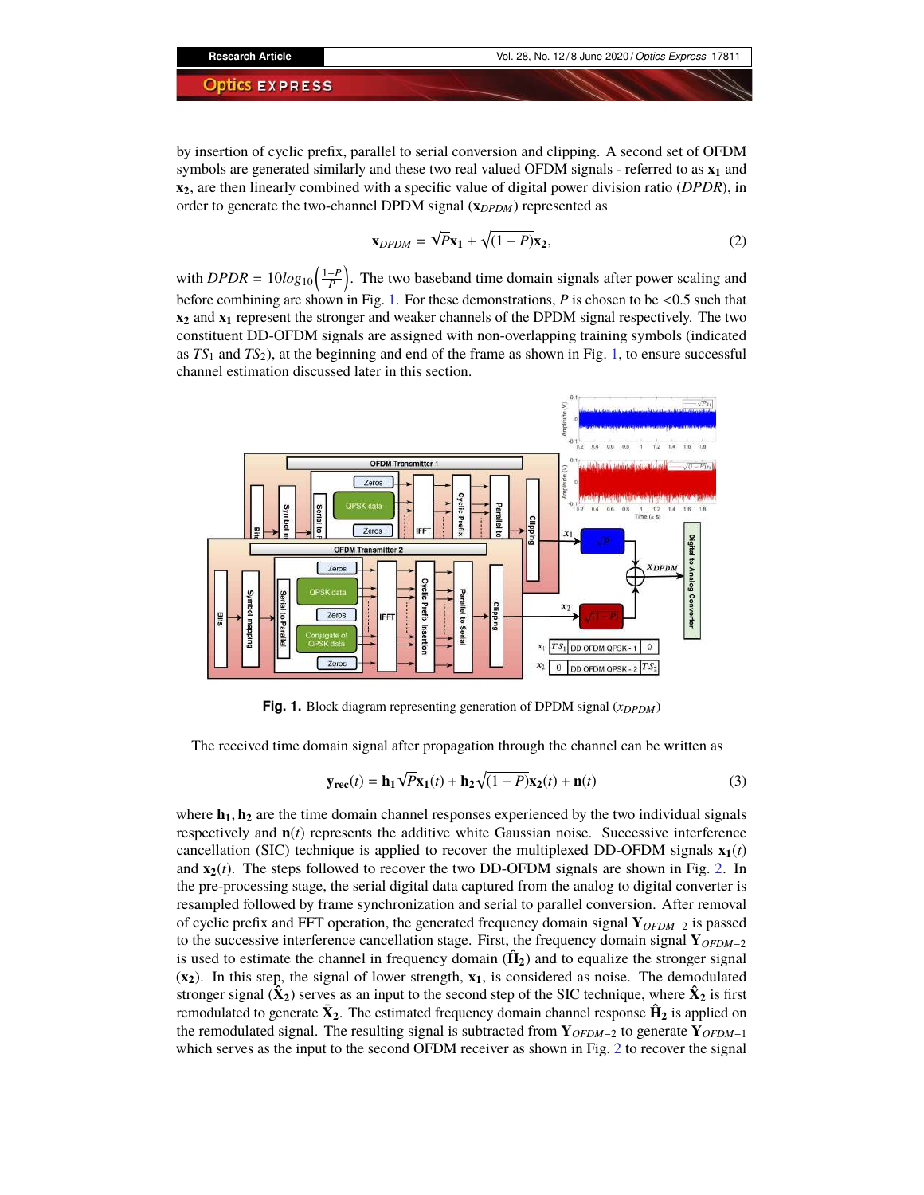by insertion of cyclic prefix, parallel to serial conversion and clipping. A second set of OFDM symbols are generated similarly and these two real valued OFDM signals - referred to as $\mathbf{x_1}$ and $\mathbf{x_2}$, are then linearly combined with a specific value of digital power division ratio ($DPDR$), in order to generate the two-channel DPDM signal ($\mathbf{x}_{DPDM}$) represented as

$$\mathbf{x}_{DPDM} = \sqrt{P}\mathbf{x_1} + \sqrt{(1-P)}\mathbf{x_2}, \tag{2}$$

with $DPDR = 10log_{10}\left(\frac{1-P}{P}\right)$. The two baseband time domain signals after power scaling and before combining are shown in Fig. 1. For these demonstrations, $P$ is chosen to be <0.5 such that $\mathbf{x_2}$ and $\mathbf{x_1}$ represent the stronger and weaker channels of the DPDM signal respectively. The two constituent DD-OFDM signals are assigned with non-overlapping training symbols (indicated as $TS_1$ and $TS_2$), at the beginning and end of the frame as shown in Fig. 1, to ensure successful channel estimation discussed later in this section.

**Fig. 1.** Block diagram representing generation of DPDM signal ($x_{DPDM}$)

The received time domain signal after propagation through the channel can be written as

$$\mathbf{y_{rec}}(t) = \mathbf{h_1}\sqrt{P}\mathbf{x_1}(t) + \mathbf{h_2}\sqrt{(1-P)}\mathbf{x_2}(t) + \mathbf{n}(t) \tag{3}$$

where $\mathbf{h_1}, \mathbf{h_2}$ are the time domain channel responses experienced by the two individual signals respectively and $\mathbf{n}(t)$ represents the additive white Gaussian noise. Successive interference cancellation (SIC) technique is applied to recover the multiplexed DD-OFDM signals $\mathbf{x_1}(t)$ and $\mathbf{x_2}(t)$. The steps followed to recover the two DD-OFDM signals are shown in Fig. 2. In the pre-processing stage, the serial digital data captured from the analog to digital converter is resampled followed by frame synchronization and serial to parallel conversion. After removal of cyclic prefix and FFT operation, the generated frequency domain signal $\mathbf{Y}_{OFDM-2}$ is passed to the successive interference cancellation stage. First, the frequency domain signal $\mathbf{Y}_{OFDM-2}$ is used to estimate the channel in frequency domain ($\hat{\mathbf{H}}_2$) and to equalize the stronger signal ($\mathbf{x_2}$). In this step, the signal of lower strength, $\mathbf{x_1}$, is considered as noise. The demodulated stronger signal ($\hat{\mathbf{X}}_2$) serves as an input to the second step of the SIC technique, where $\hat{\mathbf{X}}_2$ is first remodulated to generate $\tilde{\mathbf{X}}_2$. The estimated frequency domain channel response $\hat{\mathbf{H}}_2$ is applied on the remodulated signal. The resulting signal is subtracted from $\mathbf{Y}_{OFDM-2}$ to generate $\mathbf{Y}_{OFDM-1}$ which serves as the input to the second OFDM receiver as shown in Fig. 2 to recover the signal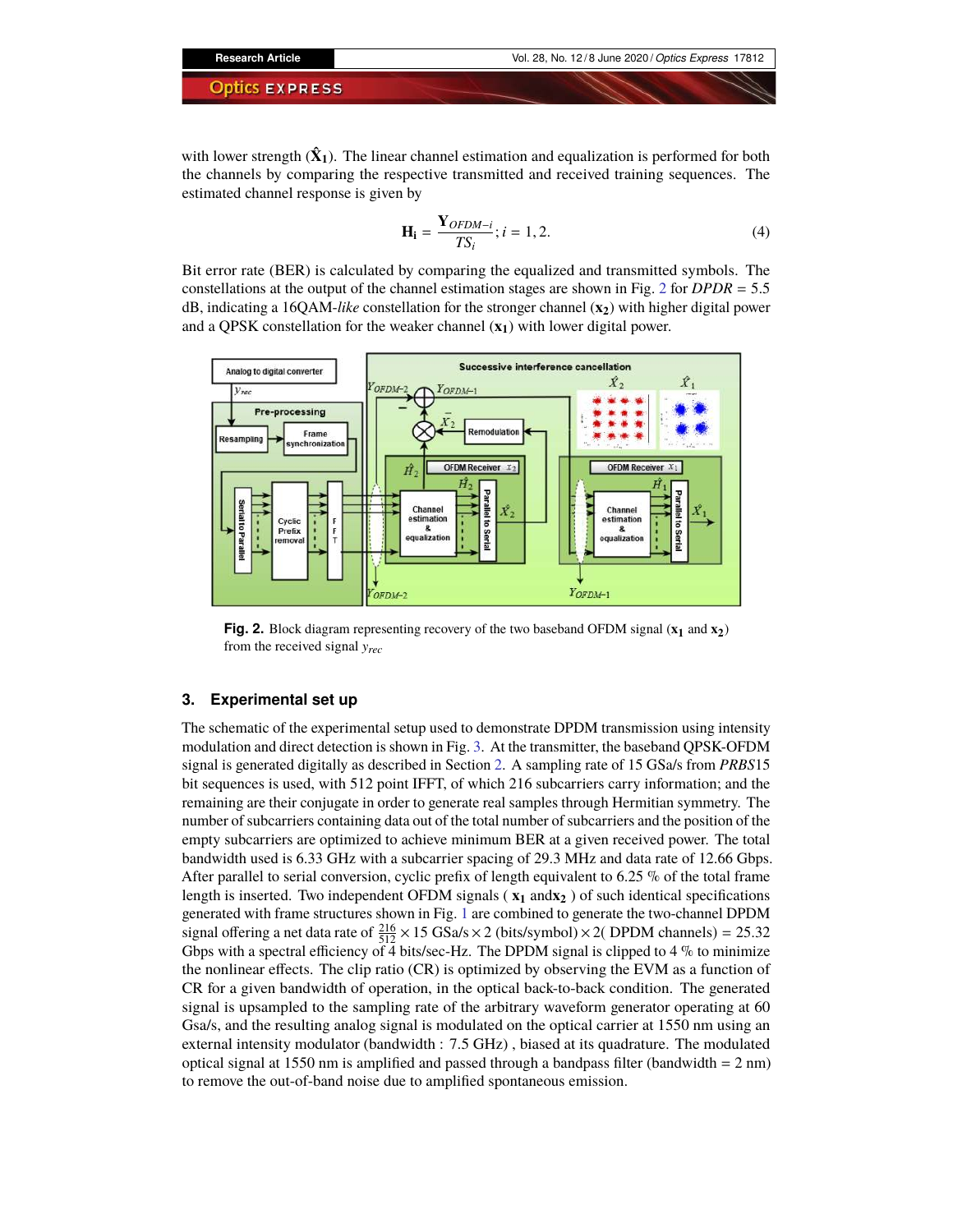with lower strength ($\hat{\mathbf{X}}_1$). The linear channel estimation and equalization is performed for both the channels by comparing the respective transmitted and received training sequences. The estimated channel response is given by

$$\mathbf{H_i} = \frac{\mathbf{Y}_{OFDM-i}}{TS_i}; i = 1, 2. \tag{4}$$

Bit error rate (BER) is calculated by comparing the equalized and transmitted symbols. The constellations at the output of the channel estimation stages are shown in Fig. 2 for $DPDR = 5.5$ dB, indicating a 16QAM-*like* constellation for the stronger channel ($\mathbf{x_2}$) with higher digital power and a QPSK constellation for the weaker channel ($\mathbf{x_1}$) with lower digital power.

**Fig. 2.** Block diagram representing recovery of the two baseband OFDM signal ($\mathbf{x_1}$ and $\mathbf{x_2}$) from the received signal $y_{rec}$

## 3. Experimental set up

The schematic of the experimental setup used to demonstrate DPDM transmission using intensity modulation and direct detection is shown in Fig. 3. At the transmitter, the baseband QPSK-OFDM signal is generated digitally as described in Section 2. A sampling rate of 15 GSa/s from *PRBS*15 bit sequences is used, with 512 point IFFT, of which 216 subcarriers carry information; and the remaining are their conjugate in order to generate real samples through Hermitian symmetry. The number of subcarriers containing data out of the total number of subcarriers and the position of the empty subcarriers are optimized to achieve minimum BER at a given received power. The total bandwidth used is 6.33 GHz with a subcarrier spacing of 29.3 MHz and data rate of 12.66 Gbps. After parallel to serial conversion, cyclic prefix of length equivalent to 6.25 % of the total frame length is inserted. Two independent OFDM signals ( $\mathbf{x_1}$ and$\mathbf{x_2}$ ) of such identical specifications generated with frame structures shown in Fig. 1 are combined to generate the two-channel DPDM signal offering a net data rate of $\frac{216}{512} \times 15$ GSa/s $\times\, 2$ (bits/symbol) $\times\, 2$( DPDM channels) = 25.32 Gbps with a spectral efficiency of 4 bits/sec-Hz. The DPDM signal is clipped to 4 % to minimize the nonlinear effects. The clip ratio (CR) is optimized by observing the EVM as a function of CR for a given bandwidth of operation, in the optical back-to-back condition. The generated signal is upsampled to the sampling rate of the arbitrary waveform generator operating at 60 Gsa/s, and the resulting analog signal is modulated on the optical carrier at 1550 nm using an external intensity modulator (bandwidth : 7.5 GHz) , biased at its quadrature. The modulated optical signal at 1550 nm is amplified and passed through a bandpass filter (bandwidth = 2 nm) to remove the out-of-band noise due to amplified spontaneous emission.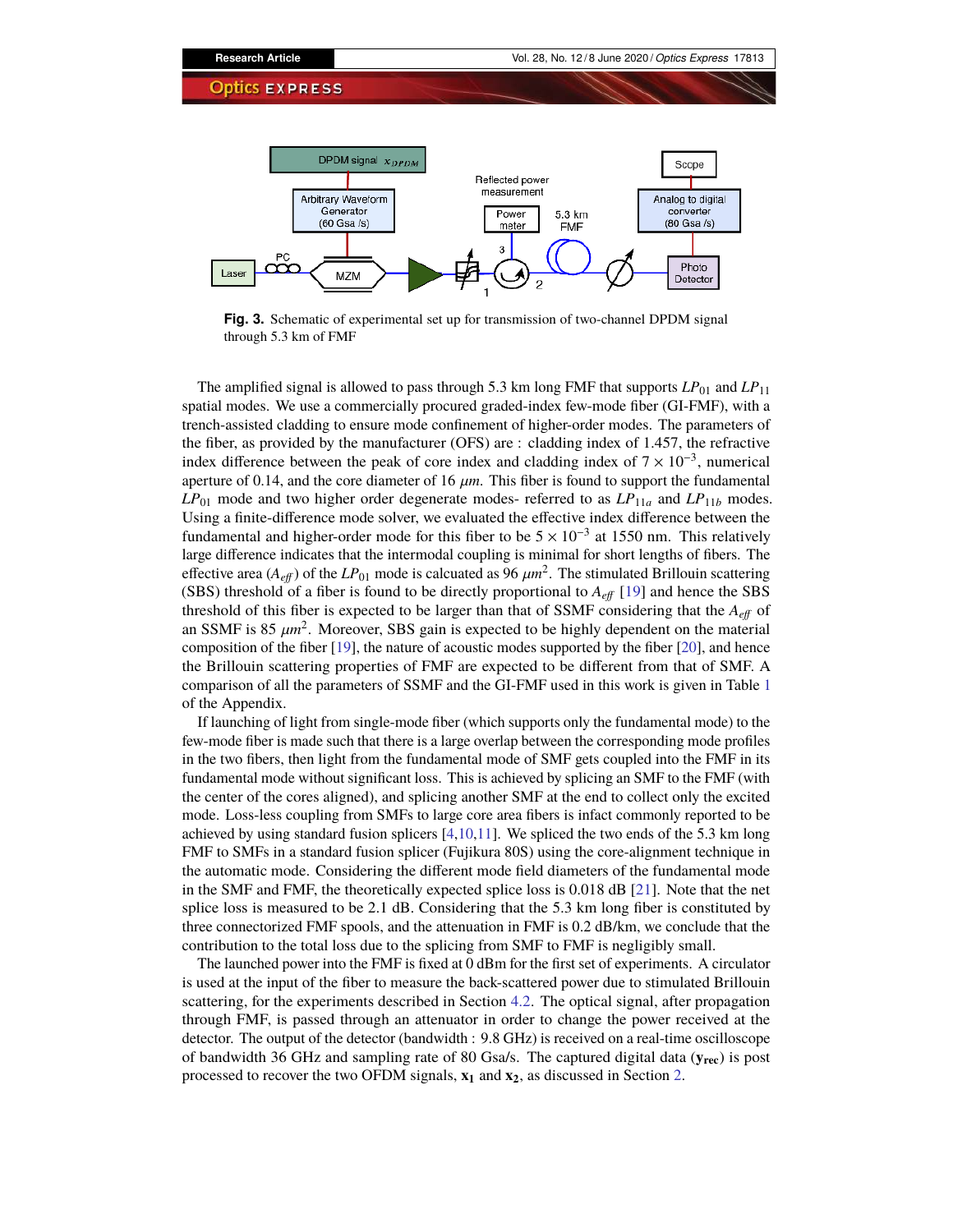**Fig. 3.** Schematic of experimental set up for transmission of two-channel DPDM signal through 5.3 km of FMF

The amplified signal is allowed to pass through 5.3 km long FMF that supports $LP_{01}$ and $LP_{11}$ spatial modes. We use a commercially procured graded-index few-mode fiber (GI-FMF), with a trench-assisted cladding to ensure mode confinement of higher-order modes. The parameters of the fiber, as provided by the manufacturer (OFS) are : cladding index of 1.457, the refractive index difference between the peak of core index and cladding index of $7 \times 10^{-3}$, numerical aperture of 0.14, and the core diameter of 16 $\mu m$. This fiber is found to support the fundamental $LP_{01}$ mode and two higher order degenerate modes- referred to as $LP_{11a}$ and $LP_{11b}$ modes. Using a finite-difference mode solver, we evaluated the effective index difference between the fundamental and higher-order mode for this fiber to be $5 \times 10^{-3}$ at 1550 nm. This relatively large difference indicates that the intermodal coupling is minimal for short lengths of fibers. The effective area ($A_{eff}$) of the $LP_{01}$ mode is calcuated as 96 $\mu m^2$. The stimulated Brillouin scattering (SBS) threshold of a fiber is found to be directly proportional to $A_{eff}$ [19] and hence the SBS threshold of this fiber is expected to be larger than that of SSMF considering that the $A_{eff}$ of an SSMF is 85 $\mu m^2$. Moreover, SBS gain is expected to be highly dependent on the material composition of the fiber [19], the nature of acoustic modes supported by the fiber [20], and hence the Brillouin scattering properties of FMF are expected to be different from that of SMF. A comparison of all the parameters of SSMF and the GI-FMF used in this work is given in Table 1 of the Appendix.

If launching of light from single-mode fiber (which supports only the fundamental mode) to the few-mode fiber is made such that there is a large overlap between the corresponding mode profiles in the two fibers, then light from the fundamental mode of SMF gets coupled into the FMF in its fundamental mode without significant loss. This is achieved by splicing an SMF to the FMF (with the center of the cores aligned), and splicing another SMF at the end to collect only the excited mode. Loss-less coupling from SMFs to large core area fibers is infact commonly reported to be achieved by using standard fusion splicers [4,10,11]. We spliced the two ends of the 5.3 km long FMF to SMFs in a standard fusion splicer (Fujikura 80S) using the core-alignment technique in the automatic mode. Considering the different mode field diameters of the fundamental mode in the SMF and FMF, the theoretically expected splice loss is 0.018 dB [21]. Note that the net splice loss is measured to be 2.1 dB. Considering that the 5.3 km long fiber is constituted by three connectorized FMF spools, and the attenuation in FMF is 0.2 dB/km, we conclude that the contribution to the total loss due to the splicing from SMF to FMF is negligibly small.

The launched power into the FMF is fixed at 0 dBm for the first set of experiments. A circulator is used at the input of the fiber to measure the back-scattered power due to stimulated Brillouin scattering, for the experiments described in Section 4.2. The optical signal, after propagation through FMF, is passed through an attenuator in order to change the power received at the detector. The output of the detector (bandwidth : 9.8 GHz) is received on a real-time oscilloscope of bandwidth 36 GHz and sampling rate of 80 Gsa/s. The captured digital data ($\mathbf{y_{rec}}$) is post processed to recover the two OFDM signals, $\mathbf{x_1}$ and $\mathbf{x_2}$, as discussed in Section 2.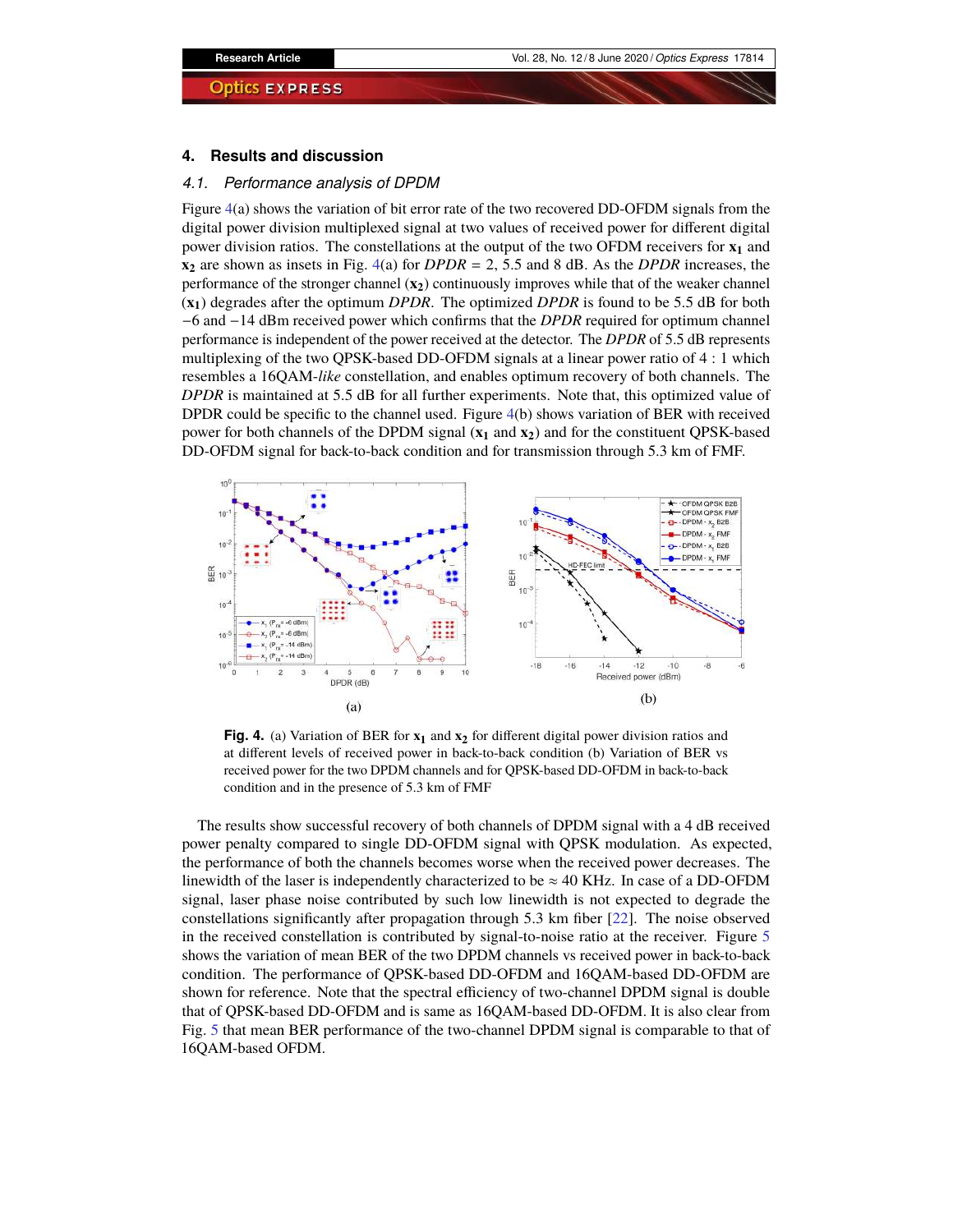## 4. Results and discussion

### 4.1. Performance analysis of DPDM

Figure 4(a) shows the variation of bit error rate of the two recovered DD-OFDM signals from the digital power division multiplexed signal at two values of received power for different digital power division ratios. The constellations at the output of the two OFDM receivers for $\mathbf{x_1}$ and $\mathbf{x_2}$ are shown as insets in Fig. 4(a) for *DPDR* = 2, 5.5 and 8 dB. As the *DPDR* increases, the performance of the stronger channel ($\mathbf{x_2}$) continuously improves while that of the weaker channel ($\mathbf{x_1}$) degrades after the optimum *DPDR*. The optimized *DPDR* is found to be 5.5 dB for both −6 and −14 dBm received power which confirms that the *DPDR* required for optimum channel performance is independent of the power received at the detector. The *DPDR* of 5.5 dB represents multiplexing of the two QPSK-based DD-OFDM signals at a linear power ratio of 4 : 1 which resembles a 16QAM-*like* constellation, and enables optimum recovery of both channels. The *DPDR* is maintained at 5.5 dB for all further experiments. Note that, this optimized value of DPDR could be specific to the channel used. Figure 4(b) shows variation of BER with received power for both channels of the DPDM signal ($\mathbf{x_1}$ and $\mathbf{x_2}$) and for the constituent QPSK-based DD-OFDM signal for back-to-back condition and for transmission through 5.3 km of FMF.

(a)

(b)

**Fig. 4.** (a) Variation of BER for $\mathbf{x_1}$ and $\mathbf{x_2}$ for different digital power division ratios and at different levels of received power in back-to-back condition (b) Variation of BER vs received power for the two DPDM channels and for QPSK-based DD-OFDM in back-to-back condition and in the presence of 5.3 km of FMF

The results show successful recovery of both channels of DPDM signal with a 4 dB received power penalty compared to single DD-OFDM signal with QPSK modulation. As expected, the performance of both the channels becomes worse when the received power decreases. The linewidth of the laser is independently characterized to be ≈ 40 KHz. In case of a DD-OFDM signal, laser phase noise contributed by such low linewidth is not expected to degrade the constellations significantly after propagation through 5.3 km fiber [22]. The noise observed in the received constellation is contributed by signal-to-noise ratio at the receiver. Figure 5 shows the variation of mean BER of the two DPDM channels vs received power in back-to-back condition. The performance of QPSK-based DD-OFDM and 16QAM-based DD-OFDM are shown for reference. Note that the spectral efficiency of two-channel DPDM signal is double that of QPSK-based DD-OFDM and is same as 16QAM-based DD-OFDM. It is also clear from Fig. 5 that mean BER performance of the two-channel DPDM signal is comparable to that of 16QAM-based OFDM.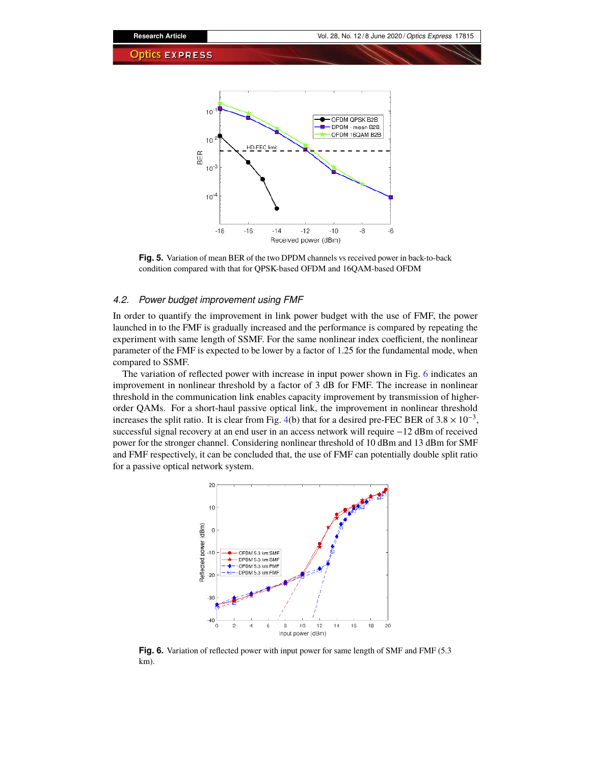**Fig. 5.** Variation of mean BER of the two DPDM channels vs received power in back-to-back condition compared with that for QPSK-based OFDM and 16QAM-based OFDM

### *4.2. Power budget improvement using FMF*

In order to quantify the improvement in link power budget with the use of FMF, the power launched in to the FMF is gradually increased and the performance is compared by repeating the experiment with same length of SSMF. For the same nonlinear index coefficient, the nonlinear parameter of the FMF is expected to be lower by a factor of 1.25 for the fundamental mode, when compared to SSMF.

The variation of reflected power with increase in input power shown in Fig. 6 indicates an improvement in nonlinear threshold by a factor of 3 dB for FMF. The increase in nonlinear threshold in the communication link enables capacity improvement by transmission of higher-order QAMs. For a short-haul passive optical link, the improvement in nonlinear threshold increases the split ratio. It is clear from Fig. 4(b) that for a desired pre-FEC BER of $3.8 \times 10^{-3}$, successful signal recovery at an end user in an access network will require −12 dBm of received power for the stronger channel. Considering nonlinear threshold of 10 dBm and 13 dBm for SMF and FMF respectively, it can be concluded that, the use of FMF can potentially double split ratio for a passive optical network system.

**Fig. 6.** Variation of reflected power with input power for same length of SMF and FMF (5.3 km).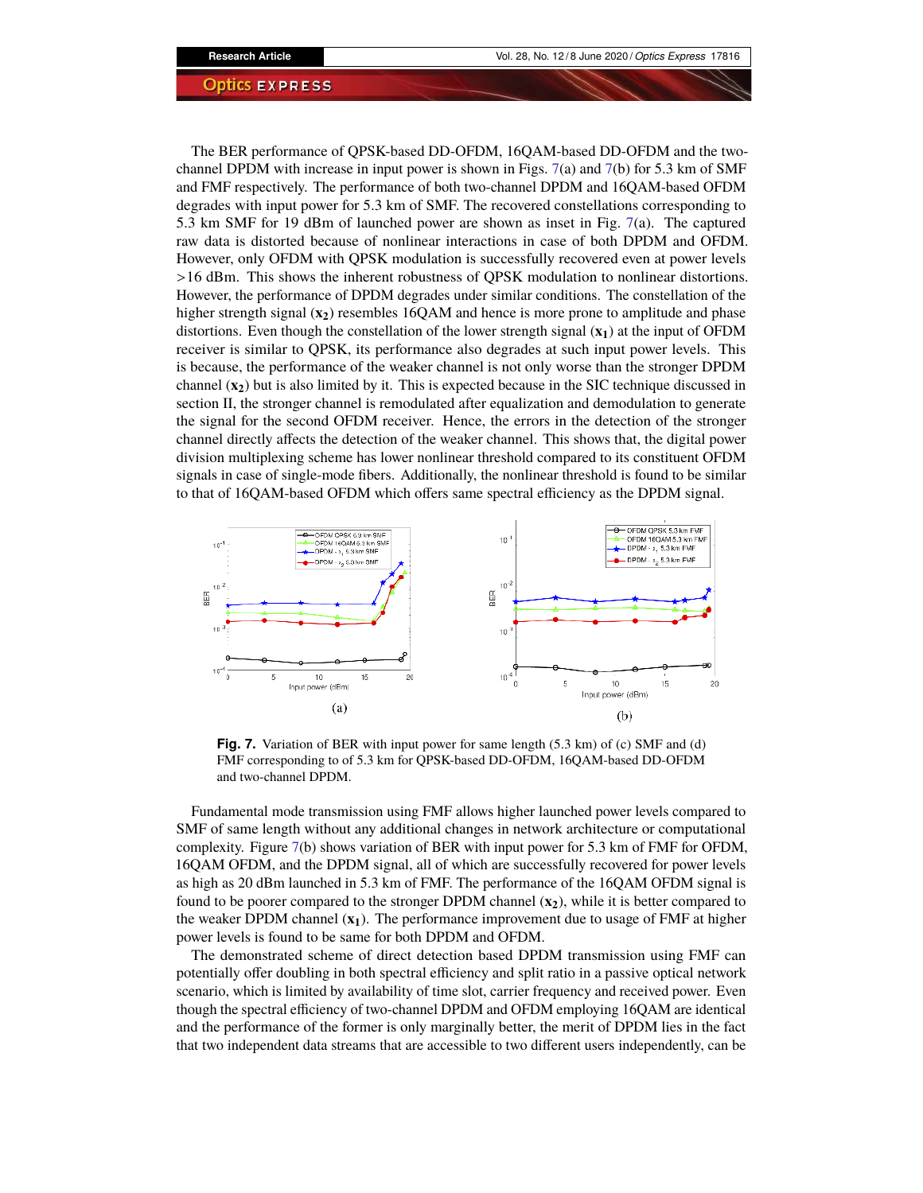The BER performance of QPSK-based DD-OFDM, 16QAM-based DD-OFDM and the two-channel DPDM with increase in input power is shown in Figs. 7(a) and 7(b) for 5.3 km of SMF and FMF respectively. The performance of both two-channel DPDM and 16QAM-based OFDM degrades with input power for 5.3 km of SMF. The recovered constellations corresponding to 5.3 km SMF for 19 dBm of launched power are shown as inset in Fig. 7(a). The captured raw data is distorted because of nonlinear interactions in case of both DPDM and OFDM. However, only OFDM with QPSK modulation is successfully recovered even at power levels >16 dBm. This shows the inherent robustness of QPSK modulation to nonlinear distortions. However, the performance of DPDM degrades under similar conditions. The constellation of the higher strength signal ($\mathbf{x_2}$) resembles 16QAM and hence is more prone to amplitude and phase distortions. Even though the constellation of the lower strength signal ($\mathbf{x_1}$) at the input of OFDM receiver is similar to QPSK, its performance also degrades at such input power levels. This is because, the performance of the weaker channel is not only worse than the stronger DPDM channel ($\mathbf{x_2}$) but is also limited by it. This is expected because in the SIC technique discussed in section II, the stronger channel is remodulated after equalization and demodulation to generate the signal for the second OFDM receiver. Hence, the errors in the detection of the stronger channel directly affects the detection of the weaker channel. This shows that, the digital power division multiplexing scheme has lower nonlinear threshold compared to its constituent OFDM signals in case of single-mode fibers. Additionally, the nonlinear threshold is found to be similar to that of 16QAM-based OFDM which offers same spectral efficiency as the DPDM signal.

**Fig. 7.** Variation of BER with input power for same length (5.3 km) of (c) SMF and (d) FMF corresponding to of 5.3 km for QPSK-based DD-OFDM, 16QAM-based DD-OFDM and two-channel DPDM.

Fundamental mode transmission using FMF allows higher launched power levels compared to SMF of same length without any additional changes in network architecture or computational complexity. Figure 7(b) shows variation of BER with input power for 5.3 km of FMF for OFDM, 16QAM OFDM, and the DPDM signal, all of which are successfully recovered for power levels as high as 20 dBm launched in 5.3 km of FMF. The performance of the 16QAM OFDM signal is found to be poorer compared to the stronger DPDM channel ($\mathbf{x_2}$), while it is better compared to the weaker DPDM channel ($\mathbf{x_1}$). The performance improvement due to usage of FMF at higher power levels is found to be same for both DPDM and OFDM.

The demonstrated scheme of direct detection based DPDM transmission using FMF can potentially offer doubling in both spectral efficiency and split ratio in a passive optical network scenario, which is limited by availability of time slot, carrier frequency and received power. Even though the spectral efficiency of two-channel DPDM and OFDM employing 16QAM are identical and the performance of the former is only marginally better, the merit of DPDM lies in the fact that two independent data streams that are accessible to two different users independently, can be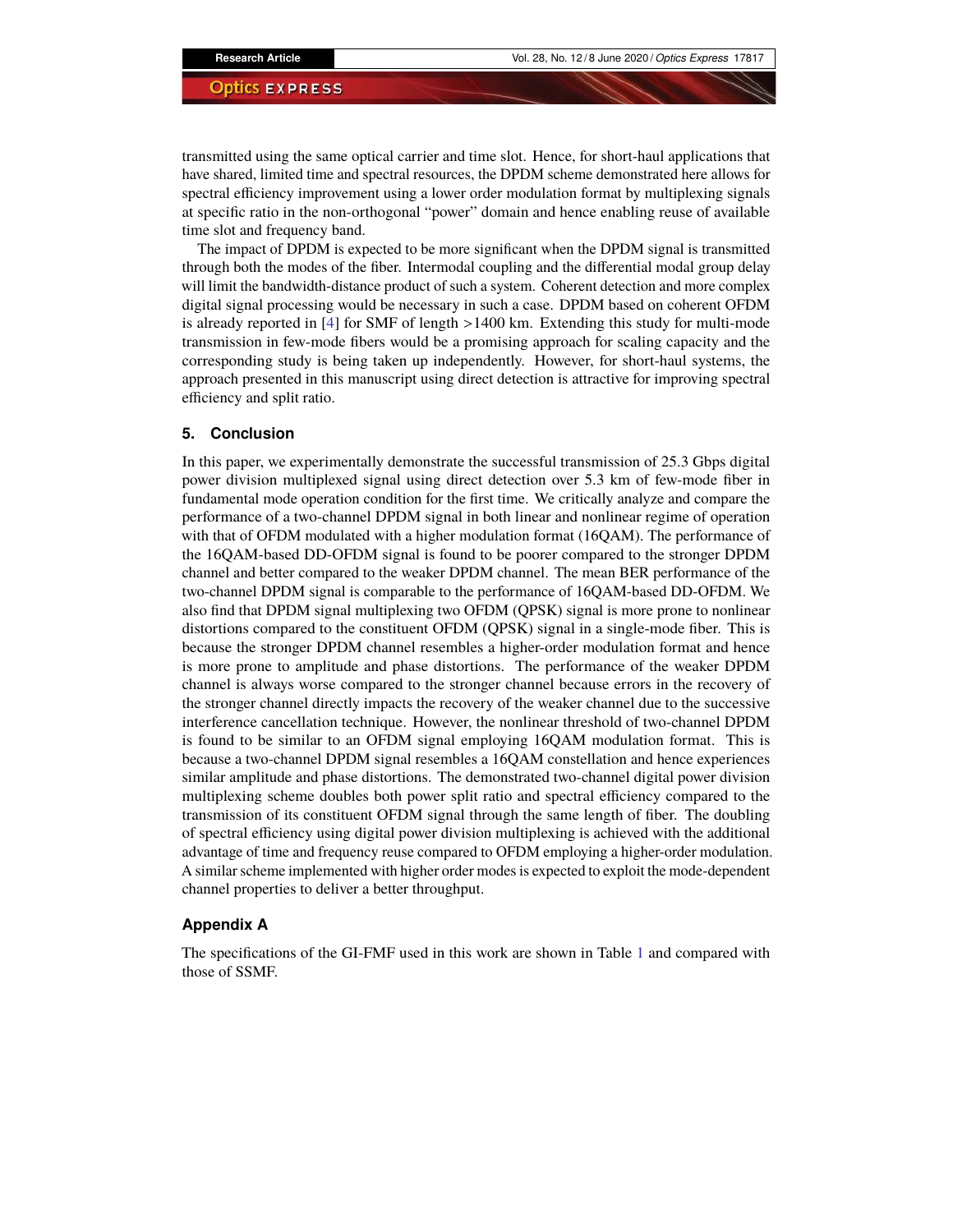transmitted using the same optical carrier and time slot. Hence, for short-haul applications that have shared, limited time and spectral resources, the DPDM scheme demonstrated here allows for spectral efficiency improvement using a lower order modulation format by multiplexing signals at specific ratio in the non-orthogonal "power" domain and hence enabling reuse of available time slot and frequency band.

The impact of DPDM is expected to be more significant when the DPDM signal is transmitted through both the modes of the fiber. Intermodal coupling and the differential modal group delay will limit the bandwidth-distance product of such a system. Coherent detection and more complex digital signal processing would be necessary in such a case. DPDM based on coherent OFDM is already reported in [4] for SMF of length >1400 km. Extending this study for multi-mode transmission in few-mode fibers would be a promising approach for scaling capacity and the corresponding study is being taken up independently. However, for short-haul systems, the approach presented in this manuscript using direct detection is attractive for improving spectral efficiency and split ratio.

## 5. Conclusion

In this paper, we experimentally demonstrate the successful transmission of 25.3 Gbps digital power division multiplexed signal using direct detection over 5.3 km of few-mode fiber in fundamental mode operation condition for the first time. We critically analyze and compare the performance of a two-channel DPDM signal in both linear and nonlinear regime of operation with that of OFDM modulated with a higher modulation format (16QAM). The performance of the 16QAM-based DD-OFDM signal is found to be poorer compared to the stronger DPDM channel and better compared to the weaker DPDM channel. The mean BER performance of the two-channel DPDM signal is comparable to the performance of 16QAM-based DD-OFDM. We also find that DPDM signal multiplexing two OFDM (QPSK) signal is more prone to nonlinear distortions compared to the constituent OFDM (QPSK) signal in a single-mode fiber. This is because the stronger DPDM channel resembles a higher-order modulation format and hence is more prone to amplitude and phase distortions. The performance of the weaker DPDM channel is always worse compared to the stronger channel because errors in the recovery of the stronger channel directly impacts the recovery of the weaker channel due to the successive interference cancellation technique. However, the nonlinear threshold of two-channel DPDM is found to be similar to an OFDM signal employing 16QAM modulation format. This is because a two-channel DPDM signal resembles a 16QAM constellation and hence experiences similar amplitude and phase distortions. The demonstrated two-channel digital power division multiplexing scheme doubles both power split ratio and spectral efficiency compared to the transmission of its constituent OFDM signal through the same length of fiber. The doubling of spectral efficiency using digital power division multiplexing is achieved with the additional advantage of time and frequency reuse compared to OFDM employing a higher-order modulation. A similar scheme implemented with higher order modes is expected to exploit the mode-dependent channel properties to deliver a better throughput.

## Appendix A

The specifications of the GI-FMF used in this work are shown in Table 1 and compared with those of SSMF.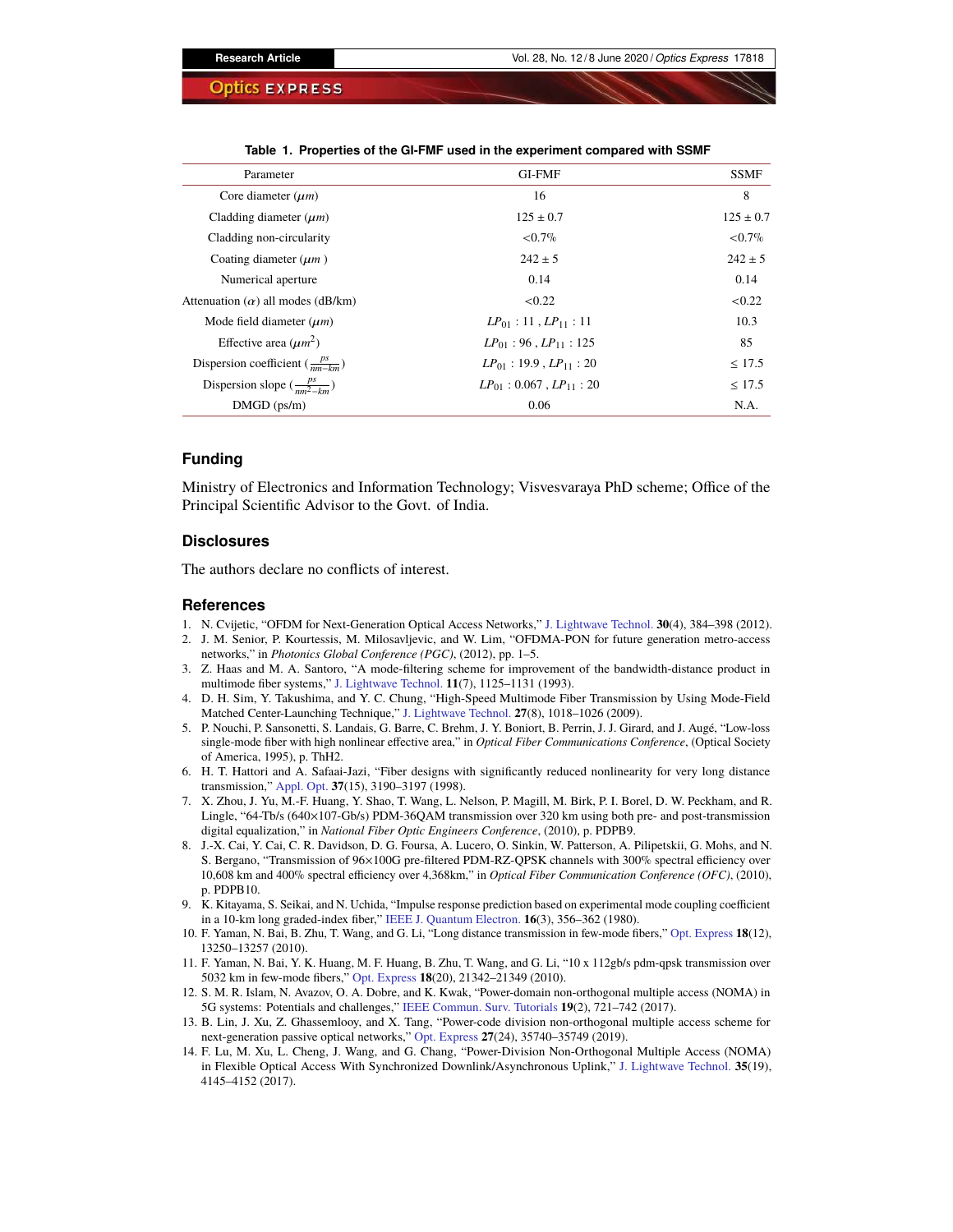**Table 1. Properties of the GI-FMF used in the experiment compared with SSMF**

| Parameter | GI-FMF | SSMF |
|---|---|---|
| Core diameter ($\mu m$) | 16 | 8 |
| Cladding diameter ($\mu m$) | 125 ± 0.7 | 125 ± 0.7 |
| Cladding non-circularity | <0.7% | <0.7% |
| Coating diameter ($\mu m$ ) | 242 ± 5 | 242 ± 5 |
| Numerical aperture | 0.14 | 0.14 |
| Attenuation ($\alpha$) all modes (dB/km) | <0.22 | <0.22 |
| Mode field diameter ($\mu m$) | $LP_{01}$ : 11 , $LP_{11}$ : 11 | 10.3 |
| Effective area ($\mu m^2$) | $LP_{01}$ : 96 , $LP_{11}$ : 125 | 85 |
| Dispersion coefficient ($\frac{ps}{nm-km}$) | $LP_{01}$ : 19.9 , $LP_{11}$ : 20 | ≤ 17.5 |
| Dispersion slope ($\frac{ps}{nm^2-km}$) | $LP_{01}$ : 0.067 , $LP_{11}$ : 20 | ≤ 17.5 |
| DMGD (ps/m) | 0.06 | N.A. |

## Funding

Ministry of Electronics and Information Technology; Visvesvaraya PhD scheme; Office of the Principal Scientific Advisor to the Govt. of India.

## Disclosures

The authors declare no conflicts of interest.

## References

1. N. Cvijetic, "OFDM for Next-Generation Optical Access Networks," J. Lightwave Technol. **30**(4), 384–398 (2012).
2. J. M. Senior, P. Kourtessis, M. Milosavljevic, and W. Lim, "OFDMA-PON for future generation metro-access networks," in *Photonics Global Conference (PGC)*, (2012), pp. 1–5.
3. Z. Haas and M. A. Santoro, "A mode-filtering scheme for improvement of the bandwidth-distance product in multimode fiber systems," J. Lightwave Technol. **11**(7), 1125–1131 (1993).
4. D. H. Sim, Y. Takushima, and Y. C. Chung, "High-Speed Multimode Fiber Transmission by Using Mode-Field Matched Center-Launching Technique," J. Lightwave Technol. **27**(8), 1018–1026 (2009).
5. P. Nouchi, P. Sansonetti, S. Landais, G. Barre, C. Brehm, J. Y. Boniort, B. Perrin, J. J. Girard, and J. Augé, "Low-loss single-mode fiber with high nonlinear effective area," in *Optical Fiber Communications Conference*, (Optical Society of America, 1995), p. ThH2.
6. H. T. Hattori and A. Safaai-Jazi, "Fiber designs with significantly reduced nonlinearity for very long distance transmission," Appl. Opt. **37**(15), 3190–3197 (1998).
7. X. Zhou, J. Yu, M.-F. Huang, Y. Shao, T. Wang, L. Nelson, P. Magill, M. Birk, P. I. Borel, D. W. Peckham, and R. Lingle, "64-Tb/s (640×107-Gb/s) PDM-36QAM transmission over 320 km using both pre- and post-transmission digital equalization," in *National Fiber Optic Engineers Conference*, (2010), p. PDPB9.
8. J.-X. Cai, Y. Cai, C. R. Davidson, D. G. Foursa, A. Lucero, O. Sinkin, W. Patterson, A. Pilipetskii, G. Mohs, and N. S. Bergano, "Transmission of 96×100G pre-filtered PDM-RZ-QPSK channels with 300% spectral efficiency over 10,608 km and 400% spectral efficiency over 4,368km," in *Optical Fiber Communication Conference (OFC)*, (2010), p. PDPB10.
9. K. Kitayama, S. Seikai, and N. Uchida, "Impulse response prediction based on experimental mode coupling coefficient in a 10-km long graded-index fiber," IEEE J. Quantum Electron. **16**(3), 356–362 (1980).
10. F. Yaman, N. Bai, B. Zhu, T. Wang, and G. Li, "Long distance transmission in few-mode fibers," Opt. Express **18**(12), 13250–13257 (2010).
11. F. Yaman, N. Bai, Y. K. Huang, M. F. Huang, B. Zhu, T. Wang, and G. Li, "10 x 112gb/s pdm-qpsk transmission over 5032 km in few-mode fibers," Opt. Express **18**(20), 21342–21349 (2010).
12. S. M. R. Islam, N. Avazov, O. A. Dobre, and K. Kwak, "Power-domain non-orthogonal multiple access (NOMA) in 5G systems: Potentials and challenges," IEEE Commun. Surv. Tutorials **19**(2), 721–742 (2017).
13. B. Lin, J. Xu, Z. Ghassemlooy, and X. Tang, "Power-code division non-orthogonal multiple access scheme for next-generation passive optical networks," Opt. Express **27**(24), 35740–35749 (2019).
14. F. Lu, M. Xu, L. Cheng, J. Wang, and G. Chang, "Power-Division Non-Orthogonal Multiple Access (NOMA) in Flexible Optical Access With Synchronized Downlink/Asynchronous Uplink," J. Lightwave Technol. **35**(19), 4145–4152 (2017).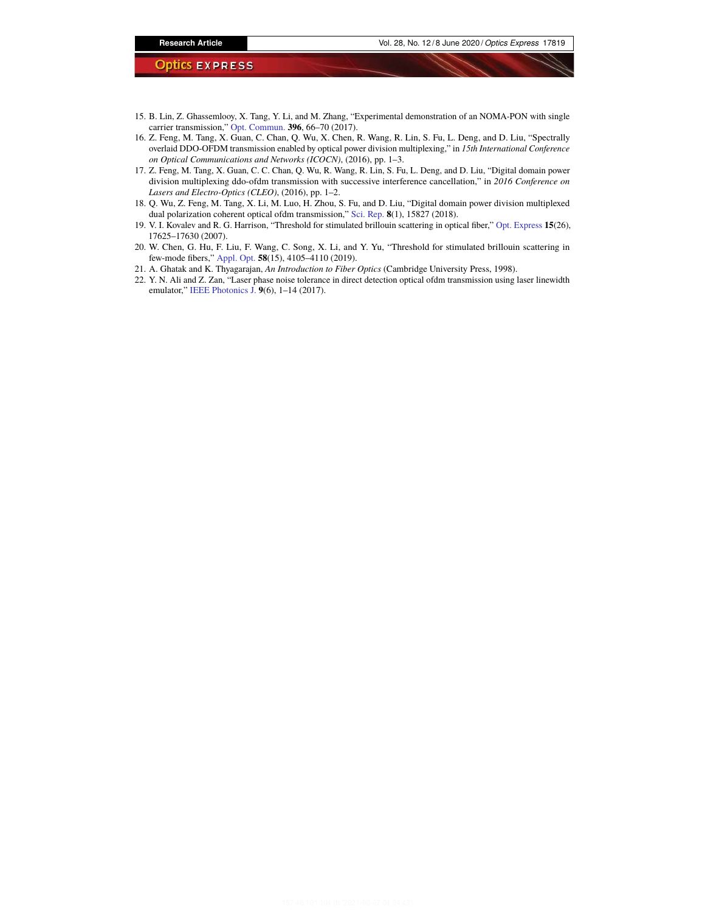15. B. Lin, Z. Ghassemlooy, X. Tang, Y. Li, and M. Zhang, "Experimental demonstration of an NOMA-PON with single carrier transmission," Opt. Commun. **396**, 66–70 (2017).
16. Z. Feng, M. Tang, X. Guan, C. Chan, Q. Wu, X. Chen, R. Wang, R. Lin, S. Fu, L. Deng, and D. Liu, "Spectrally overlaid DDO-OFDM transmission enabled by optical power division multiplexing," in *15th International Conference on Optical Communications and Networks (ICOCN)*, (2016), pp. 1–3.
17. Z. Feng, M. Tang, X. Guan, C. C. Chan, Q. Wu, R. Wang, R. Lin, S. Fu, L. Deng, and D. Liu, "Digital domain power division multiplexing ddo-ofdm transmission with successive interference cancellation," in *2016 Conference on Lasers and Electro-Optics (CLEO)*, (2016), pp. 1–2.
18. Q. Wu, Z. Feng, M. Tang, X. Li, M. Luo, H. Zhou, S. Fu, and D. Liu, "Digital domain power division multiplexed dual polarization coherent optical ofdm transmission," Sci. Rep. **8**(1), 15827 (2018).
19. V. I. Kovalev and R. G. Harrison, "Threshold for stimulated brillouin scattering in optical fiber," Opt. Express **15**(26), 17625–17630 (2007).
20. W. Chen, G. Hu, F. Liu, F. Wang, C. Song, X. Li, and Y. Yu, "Threshold for stimulated brillouin scattering in few-mode fibers," Appl. Opt. **58**(15), 4105–4110 (2019).
21. A. Ghatak and K. Thyagarajan, *An Introduction to Fiber Optics* (Cambridge University Press, 1998).
22. Y. N. Ali and Z. Zan, "Laser phase noise tolerance in direct detection optical ofdm transmission using laser linewidth emulator," IEEE Photonics J. **9**(6), 1–14 (2017).